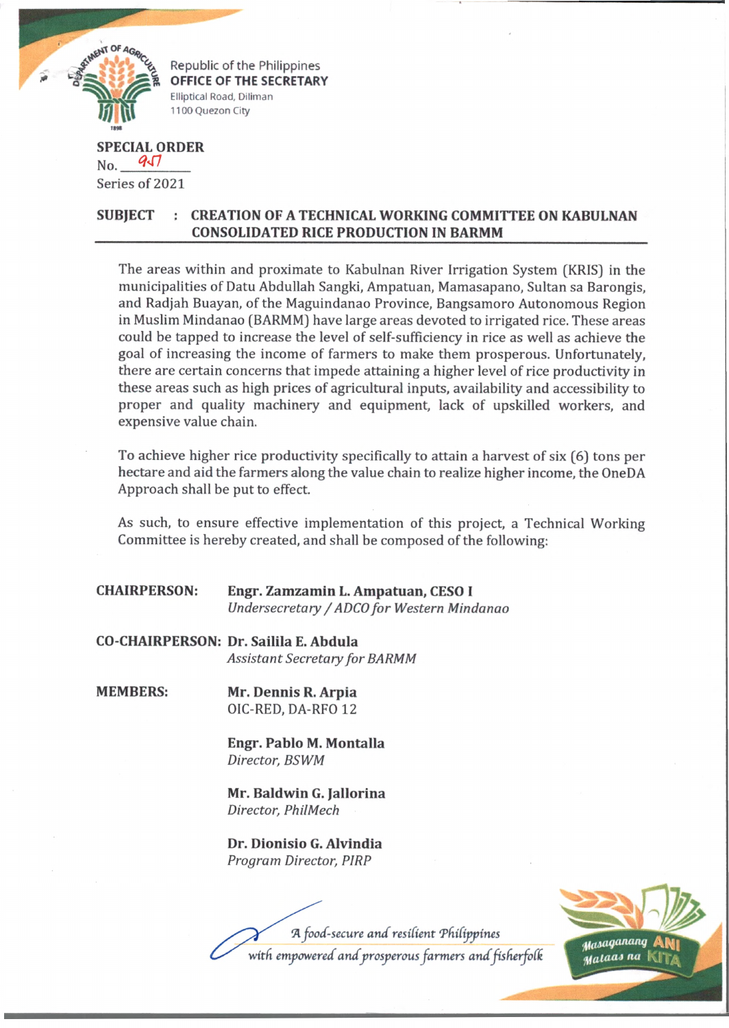Republic of the Philippines
**OFFICE OF THE SECRETARY**
Elliptical Road, Diliman
1100 Quezon City

**SPECIAL ORDER**
No. 957
Series of 2021

**SUBJECT : CREATION OF A TECHNICAL WORKING COMMITTEE ON KABULNAN CONSOLIDATED RICE PRODUCTION IN BARMM**

The areas within and proximate to Kabulnan River Irrigation System (KRIS) in the municipalities of Datu Abdullah Sangki, Ampatuan, Mamasapano, Sultan sa Barongis, and Radjah Buayan, of the Maguindanao Province, Bangsamoro Autonomous Region in Muslim Mindanao (BARMM) have large areas devoted to irrigated rice. These areas could be tapped to increase the level of self-sufficiency in rice as well as achieve the goal of increasing the income of farmers to make them prosperous. Unfortunately, there are certain concerns that impede attaining a higher level of rice productivity in these areas such as high prices of agricultural inputs, availability and accessibility to proper and quality machinery and equipment, lack of upskilled workers, and expensive value chain.

To achieve higher rice productivity specifically to attain a harvest of six (6) tons per hectare and aid the farmers along the value chain to realize higher income, the OneDA Approach shall be put to effect.

As such, to ensure effective implementation of this project, a Technical Working Committee is hereby created, and shall be composed of the following:

**CHAIRPERSON:** **Engr. Zamzamin L. Ampatuan, CESO I**
*Undersecretary / ADCO for Western Mindanao*

**CO-CHAIRPERSON:** **Dr. Sailila E. Abdula**
*Assistant Secretary for BARMM*

**MEMBERS:**

**Mr. Dennis R. Arpia**
OIC-RED, DA-RFO 12

**Engr. Pablo M. Montalla**
*Director, BSWM*

**Mr. Baldwin G. Jallorina**
*Director, PhilMech*

**Dr. Dionisio G. Alvindia**
*Program Director, PIRP*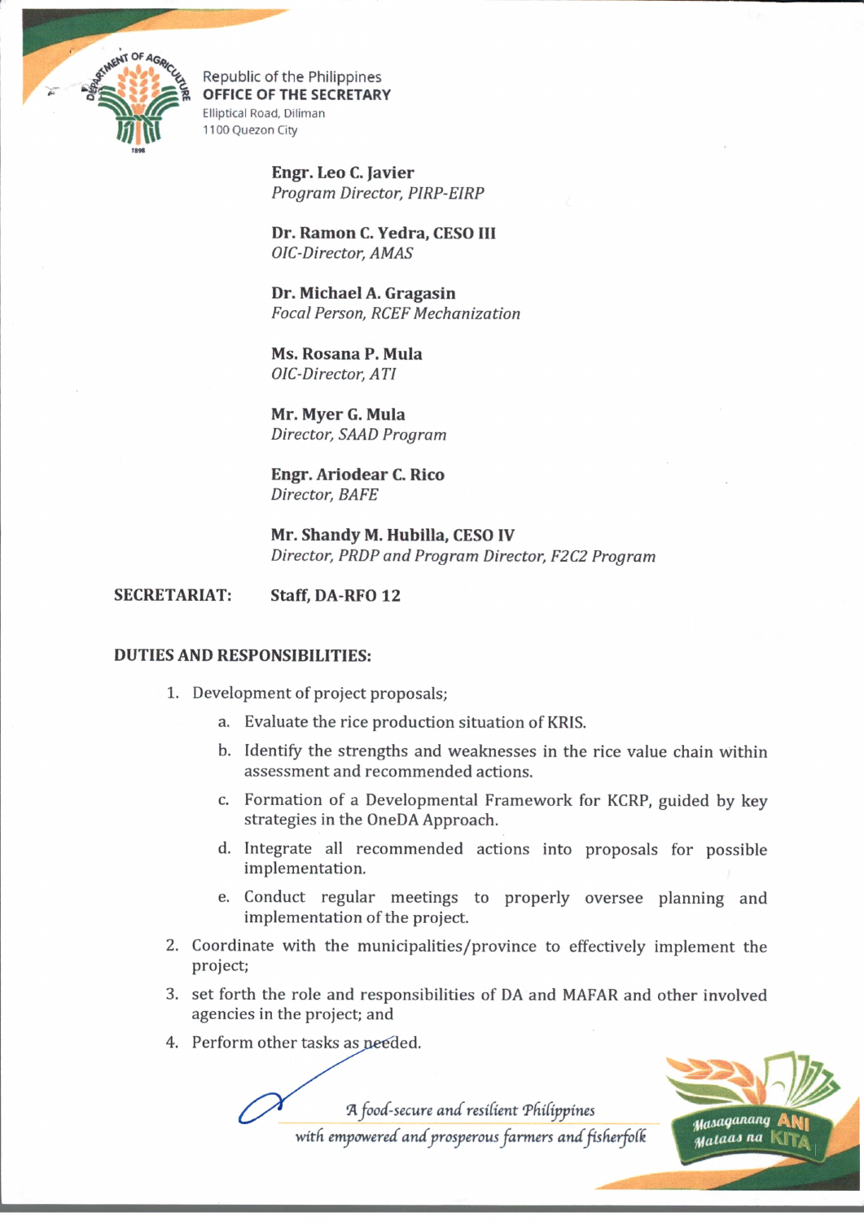Republic of the Philippines
**OFFICE OF THE SECRETARY**
Elliptical Road, Diliman
1100 Quezon City

**Engr. Leo C. Javier**
*Program Director, PIRP-EIRP*

**Dr. Ramon C. Yedra, CESO III**
*OIC-Director, AMAS*

**Dr. Michael A. Gragasin**
*Focal Person, RCEF Mechanization*

**Ms. Rosana P. Mula**
*OIC-Director, ATI*

**Mr. Myer G. Mula**
*Director, SAAD Program*

**Engr. Ariodear C. Rico**
*Director, BAFE*

**Mr. Shandy M. Hubilla, CESO IV**
*Director, PRDP and Program Director, F2C2 Program*

**SECRETARIAT:** **Staff, DA-RFO 12**

**DUTIES AND RESPONSIBILITIES:**

1. Development of project proposals;
   a. Evaluate the rice production situation of KRIS.
   b. Identify the strengths and weaknesses in the rice value chain within assessment and recommended actions.
   c. Formation of a Developmental Framework for KCRP, guided by key strategies in the OneDA Approach.
   d. Integrate all recommended actions into proposals for possible implementation.
   e. Conduct regular meetings to properly oversee planning and implementation of the project.
2. Coordinate with the municipalities/province to effectively implement the project;
3. set forth the role and responsibilities of DA and MAFAR and other involved agencies in the project; and
4. Perform other tasks as needed.

*A food-secure and resilient Philippines*
*with empowered and prosperous farmers and fisherfolk*

Masaganang ANI Mataas na KITA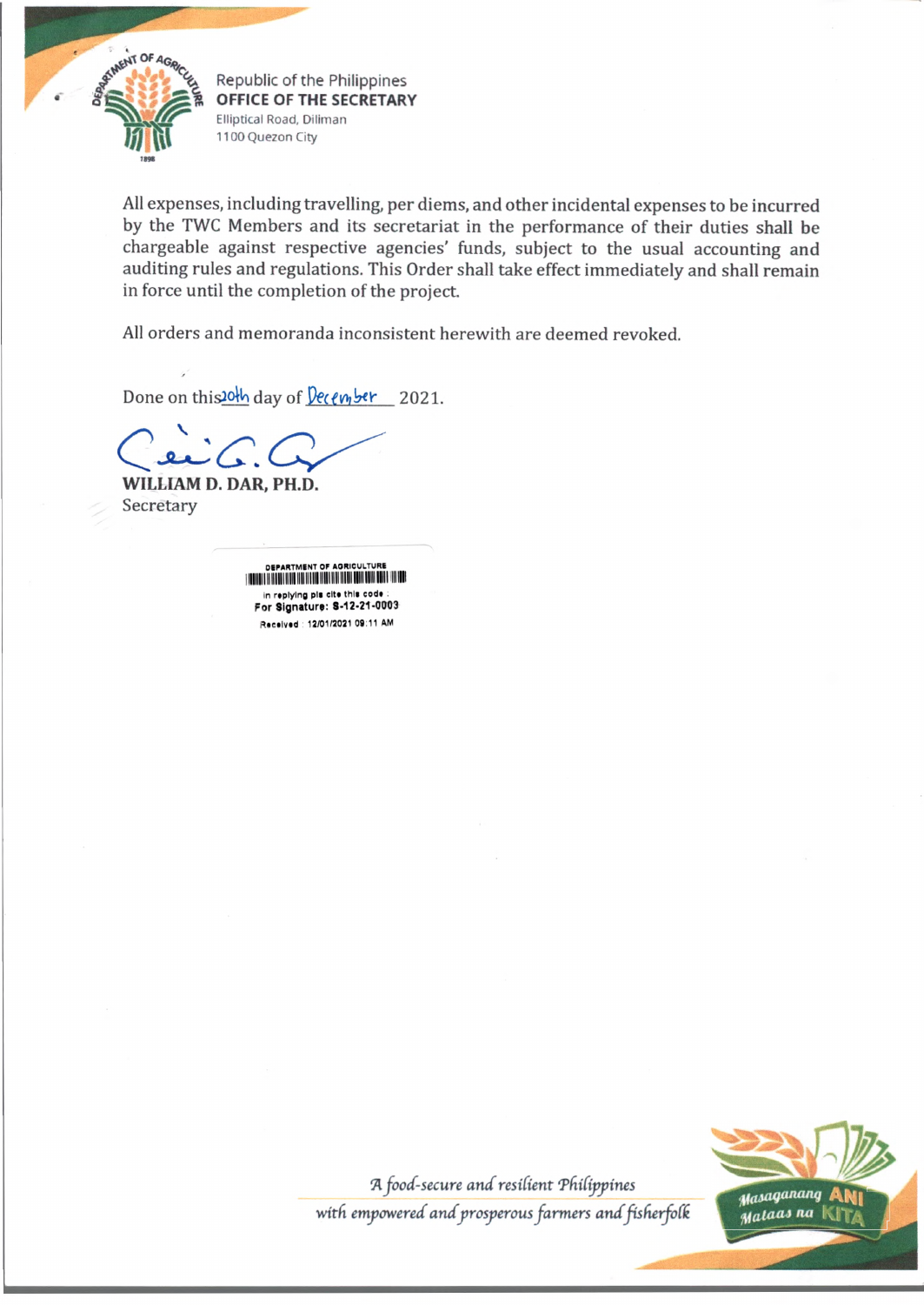All expenses, including travelling, per diems, and other incidental expenses to be incurred by the TWC Members and its secretariat in the performance of their duties shall be chargeable against respective agencies' funds, subject to the usual accounting and auditing rules and regulations. This Order shall take effect immediately and shall remain in force until the completion of the project.

All orders and memoranda inconsistent herewith are deemed revoked.

Done on this 20th day of December 2021.

**WILLIAM D. DAR, PH.D.**
Secretary

DEPARTMENT OF AGRICULTURE
in replying pls cite this code :
For Signature: S-12-21-0003
Received : 12/01/2021 09:11 AM